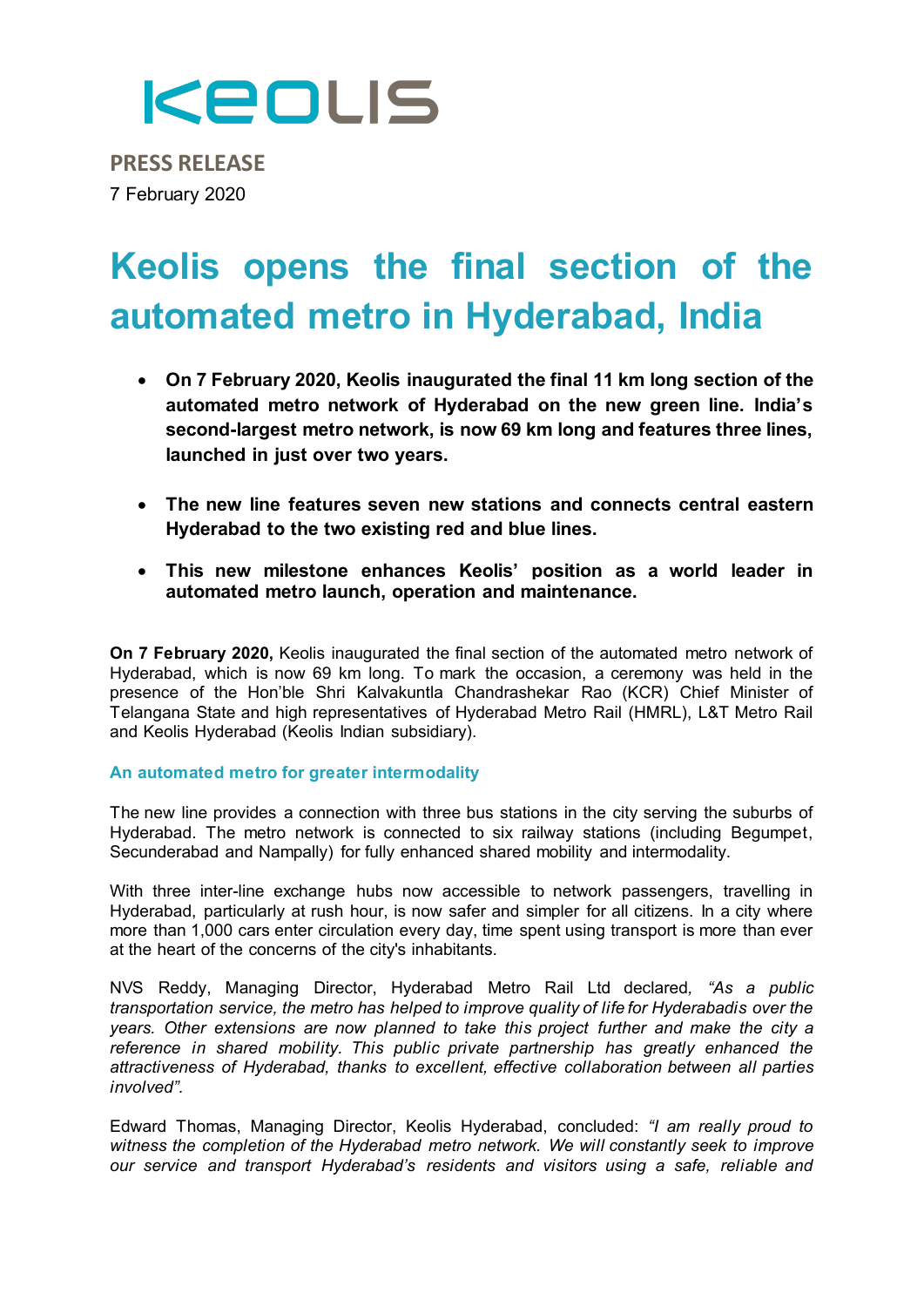Keolis

**PRESS RELEASE**

7 February 2020

# Keolis opens the final section of the automated metro in Hyderabad, India

- **On 7 February 2020, Keolis inaugurated the final 11 km long section of the automated metro network of Hyderabad on the new green line. India's second-largest metro network, is now 69 km long and features three lines, launched in just over two years.**

- **The new line features seven new stations and connects central eastern Hyderabad to the two existing red and blue lines.**

- **This new milestone enhances Keolis' position as a world leader in automated metro launch, operation and maintenance.**

**On 7 February 2020,** Keolis inaugurated the final section of the automated metro network of Hyderabad, which is now 69 km long. To mark the occasion, a ceremony was held in the presence of the Hon'ble Shri Kalvakuntla Chandrashekar Rao (KCR) Chief Minister of Telangana State and high representatives of Hyderabad Metro Rail (HMRL), L&T Metro Rail and Keolis Hyderabad (Keolis Indian subsidiary).

### An automated metro for greater intermodality

The new line provides a connection with three bus stations in the city serving the suburbs of Hyderabad. The metro network is connected to six railway stations (including Begumpet, Secunderabad and Nampally) for fully enhanced shared mobility and intermodality.

With three inter-line exchange hubs now accessible to network passengers, travelling in Hyderabad, particularly at rush hour, is now safer and simpler for all citizens. In a city where more than 1,000 cars enter circulation every day, time spent using transport is more than ever at the heart of the concerns of the city's inhabitants.

NVS Reddy, Managing Director, Hyderabad Metro Rail Ltd declared*, "As a public transportation service, the metro has helped to improve quality of life for Hyderabadis over the years. Other extensions are now planned to take this project further and make the city a reference in shared mobility. This public private partnership has greatly enhanced the attractiveness of Hyderabad, thanks to excellent, effective collaboration between all parties involved".*

Edward Thomas, Managing Director, Keolis Hyderabad, concluded: *"I am really proud to witness the completion of the Hyderabad metro network. We will constantly seek to improve our service and transport Hyderabad's residents and visitors using a safe, reliable and*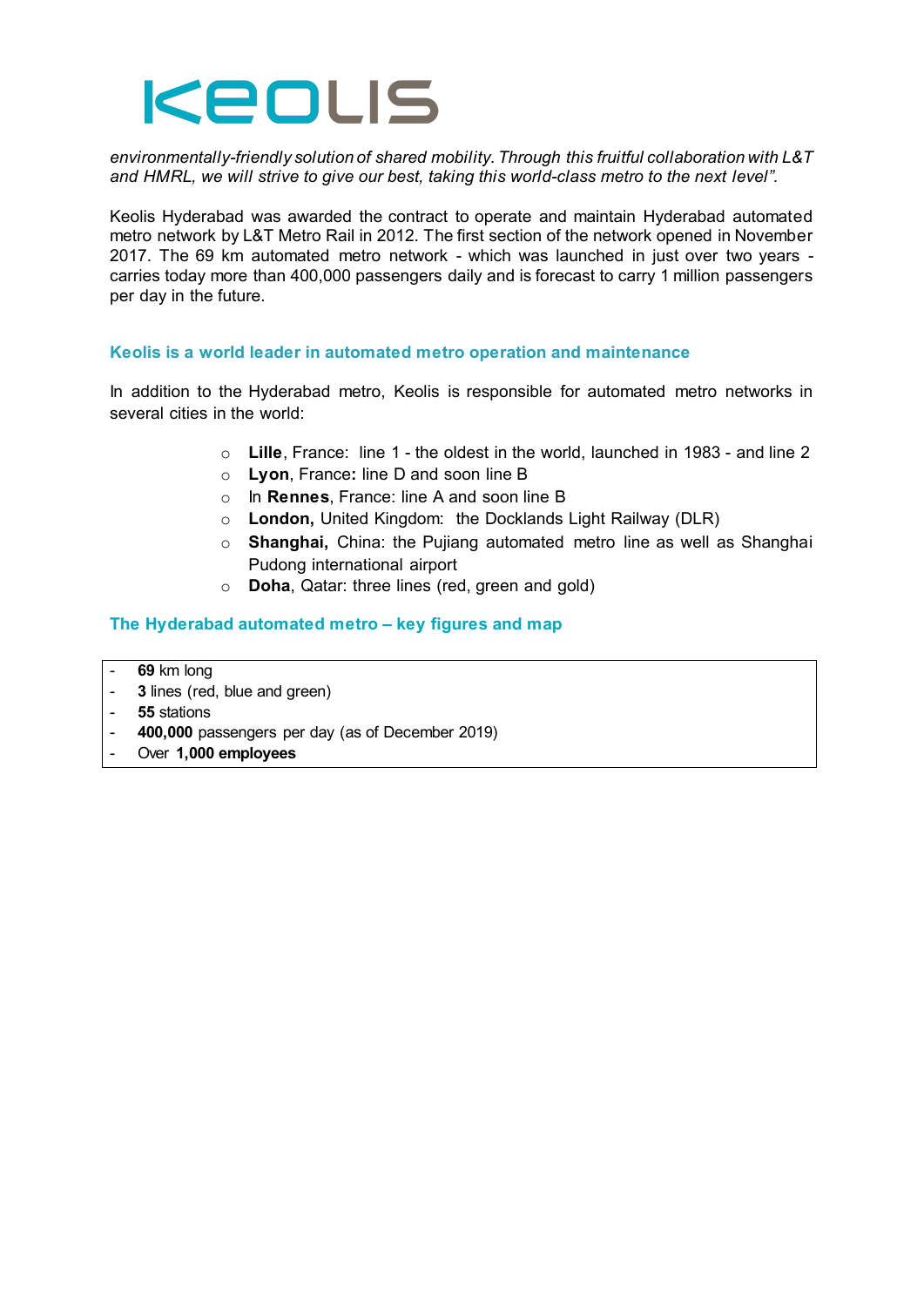*environmentally-friendly solution of shared mobility. Through this fruitful collaboration with L&T and HMRL, we will strive to give our best, taking this world-class metro to the next level".*

Keolis Hyderabad was awarded the contract to operate and maintain Hyderabad automated metro network by L&T Metro Rail in 2012. The first section of the network opened in November 2017. The 69 km automated metro network - which was launched in just over two years - carries today more than 400,000 passengers daily and is forecast to carry 1 million passengers per day in the future.

## Keolis is a world leader in automated metro operation and maintenance

In addition to the Hyderabad metro, Keolis is responsible for automated metro networks in several cities in the world:

- **Lille**, France: line 1 - the oldest in the world, launched in 1983 - and line 2
- **Lyon**, France**:** line D and soon line B
- In **Rennes**, France: line A and soon line B
- **London,** United Kingdom: the Docklands Light Railway (DLR)
- **Shanghai,** China: the Pujiang automated metro line as well as Shanghai Pudong international airport
- **Doha**, Qatar: three lines (red, green and gold)

## The Hyderabad automated metro – key figures and map

- **69** km long
- **3** lines (red, blue and green)
- **55** stations
- **400,000** passengers per day (as of December 2019)
- Over **1,000 employees**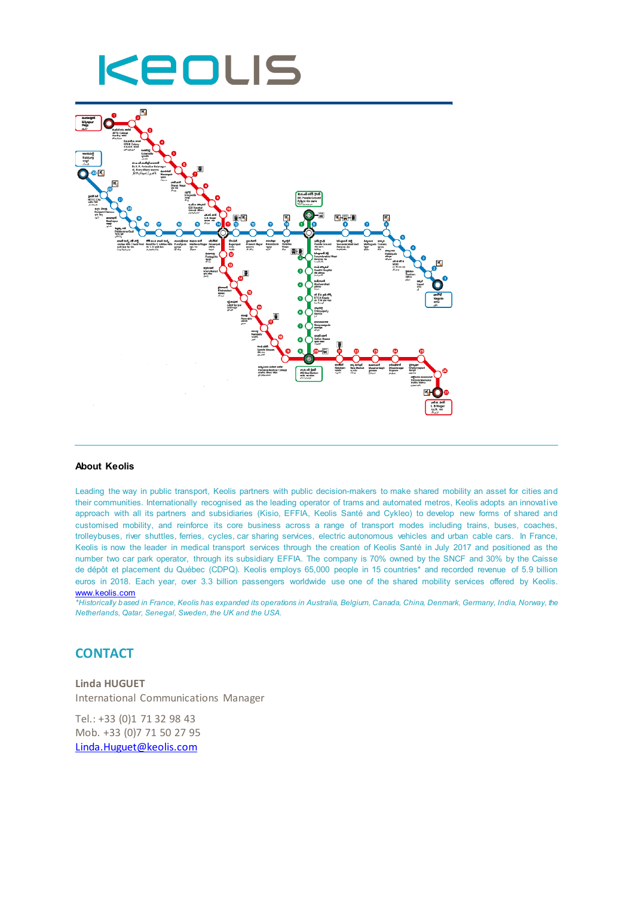## About Keolis

Leading the way in public transport, Keolis partners with public decision-makers to make shared mobility an asset for cities and their communities. Internationally recognised as the leading operator of trams and automated metros, Keolis adopts an innovative approach with all its partners and subsidiaries (Kisio, EFFIA, Keolis Santé and Cykleo) to develop new forms of shared and customised mobility, and reinforce its core business across a range of transport modes including trains, buses, coaches, trolleybuses, river shuttles, ferries, cycles, car sharing services, electric autonomous vehicles and urban cable cars. In France, Keolis is now the leader in medical transport services through the creation of Keolis Santé in July 2017 and positioned as the number two car park operator, through its subsidiary EFFIA. The company is 70% owned by the SNCF and 30% by the Caisse de dépôt et placement du Québec (CDPQ). Keolis employs 65,000 people in 15 countries* and recorded revenue of 5.9 billion euros in 2018. Each year, over 3.3 billion passengers worldwide use one of the shared mobility services offered by Keolis.
www.keolis.com

*\*Historically based in France, Keolis has expanded its operations in Australia, Belgium, Canada, China, Denmark, Germany, India, Norway, the Netherlands, Qatar, Senegal, Sweden, the UK and the USA.*

## CONTACT

**Linda HUGUET**
International Communications Manager

Tel.: +33 (0)1 71 32 98 43
Mob. +33 (0)7 71 50 27 95
Linda.Huguet@keolis.com